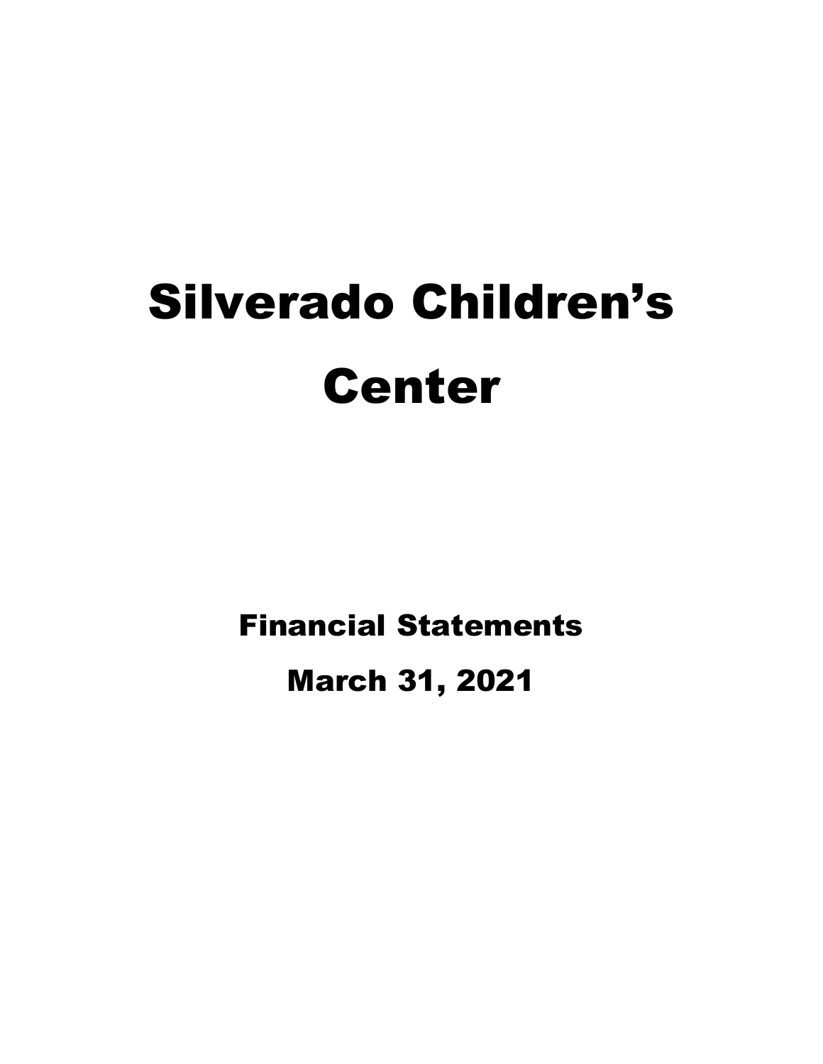# Silverado Children's Center

## Financial Statements

## March 31, 2021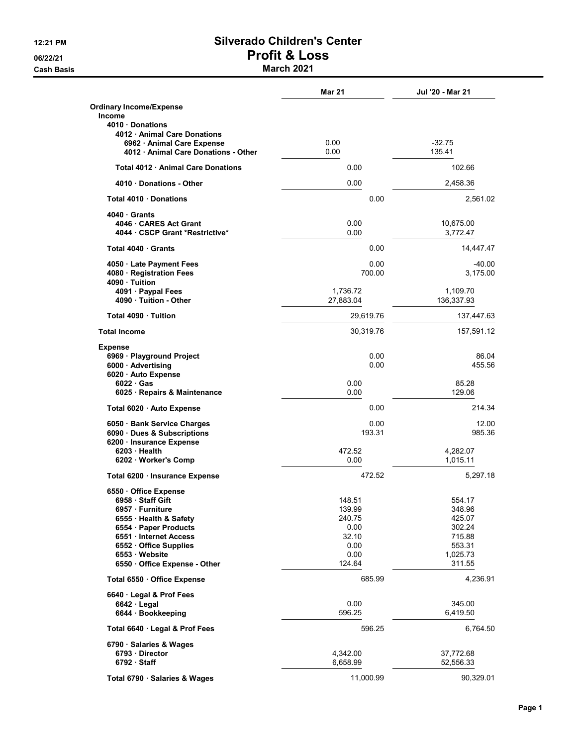# Silverado Children's Center

## Profit & Loss

### March 2021

12:21 PM
06/22/21
Cash Basis

| | Mar 21 | Jul '20 - Mar 21 |
|---|---|---|
| **Ordinary Income/Expense** | | |
| **Income** | | |
| **4010 · Donations** | | |
| **4012 · Animal Care Donations** | | |
| **6962 · Animal Care Expense** | 0.00 | -32.75 |
| **4012 · Animal Care Donations - Other** | 0.00 | 135.41 |
| **Total 4012 · Animal Care Donations** | 0.00 | 102.66 |
| **4010 · Donations - Other** | 0.00 | 2,458.36 |
| **Total 4010 · Donations** | 0.00 | 2,561.02 |
| **4040 · Grants** | | |
| **4046 · CARES Act Grant** | 0.00 | 10,675.00 |
| **4044 · CSCP Grant *Restrictive*** | 0.00 | 3,772.47 |
| **Total 4040 · Grants** | 0.00 | 14,447.47 |
| **4050 · Late Payment Fees** | 0.00 | -40.00 |
| **4080 · Registration Fees** | 700.00 | 3,175.00 |
| **4090 · Tuition** | | |
| **4091 · Paypal Fees** | 1,736.72 | 1,109.70 |
| **4090 · Tuition - Other** | 27,883.04 | 136,337.93 |
| **Total 4090 · Tuition** | 29,619.76 | 137,447.63 |
| **Total Income** | 30,319.76 | 157,591.12 |
| **Expense** | | |
| **6969 · Playground Project** | 0.00 | 86.04 |
| **6000 · Advertising** | 0.00 | 455.56 |
| **6020 · Auto Expense** | | |
| **6022 · Gas** | 0.00 | 85.28 |
| **6025 · Repairs & Maintenance** | 0.00 | 129.06 |
| **Total 6020 · Auto Expense** | 0.00 | 214.34 |
| **6050 · Bank Service Charges** | 0.00 | 12.00 |
| **6090 · Dues & Subscriptions** | 193.31 | 985.36 |
| **6200 · Insurance Expense** | | |
| **6203 · Health** | 472.52 | 4,282.07 |
| **6202 · Worker's Comp** | 0.00 | 1,015.11 |
| **Total 6200 · Insurance Expense** | 472.52 | 5,297.18 |
| **6550 · Office Expense** | | |
| **6958 · Staff Gift** | 148.51 | 554.17 |
| **6957 · Furniture** | 139.99 | 348.96 |
| **6555 · Health & Safety** | 240.75 | 425.07 |
| **6554 · Paper Products** | 0.00 | 302.24 |
| **6551 · Internet Access** | 32.10 | 715.88 |
| **6552 · Office Supplies** | 0.00 | 553.31 |
| **6553 · Website** | 0.00 | 1,025.73 |
| **6550 · Office Expense - Other** | 124.64 | 311.55 |
| **Total 6550 · Office Expense** | 685.99 | 4,236.91 |
| **6640 · Legal & Prof Fees** | | |
| **6642 · Legal** | 0.00 | 345.00 |
| **6644 · Bookkeeping** | 596.25 | 6,419.50 |
| **Total 6640 · Legal & Prof Fees** | 596.25 | 6,764.50 |
| **6790 · Salaries & Wages** | | |
| **6793 · Director** | 4,342.00 | 37,772.68 |
| **6792 · Staff** | 6,658.99 | 52,556.33 |
| **Total 6790 · Salaries & Wages** | 11,000.99 | 90,329.01 |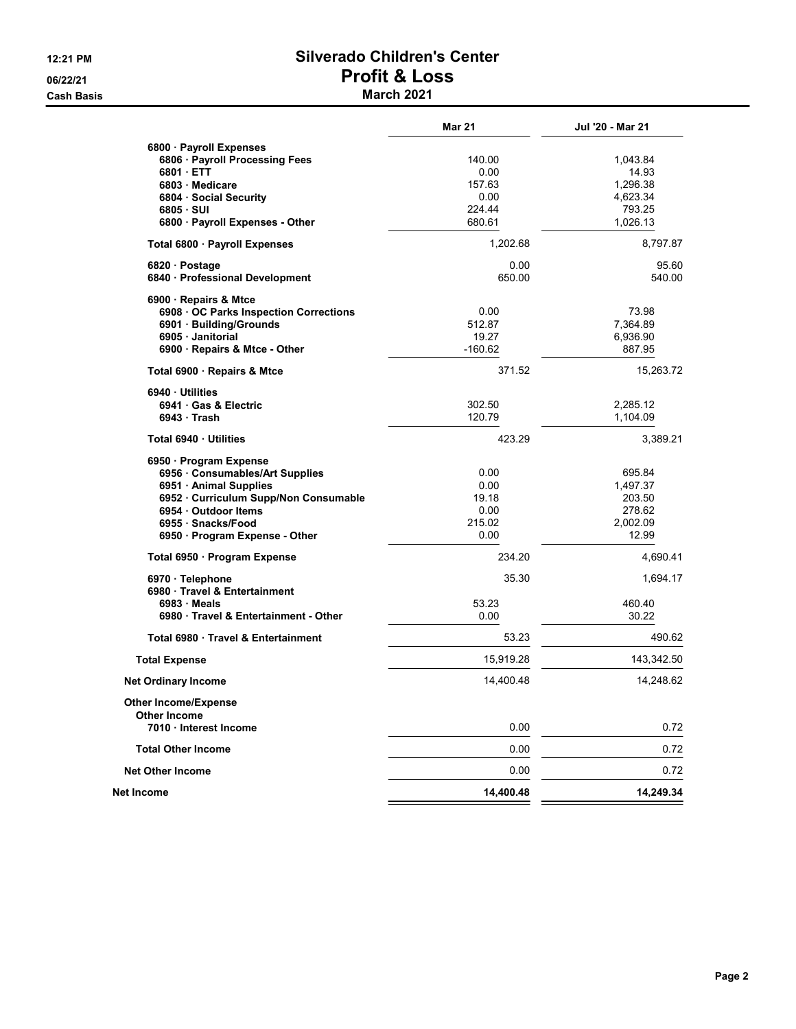# Silverado Children's Center

## Profit & Loss

### March 2021

12:21 PM
06/22/21
Cash Basis

| | Mar 21 | Jul '20 - Mar 21 |
|---|---|---|
| 6800 · Payroll Expenses | | |
| 6806 · Payroll Processing Fees | 140.00 | 1,043.84 |
| 6801 · ETT | 0.00 | 14.93 |
| 6803 · Medicare | 157.63 | 1,296.38 |
| 6804 · Social Security | 0.00 | 4,623.34 |
| 6805 · SUI | 224.44 | 793.25 |
| 6800 · Payroll Expenses - Other | 680.61 | 1,026.13 |
| Total 6800 · Payroll Expenses | 1,202.68 | 8,797.87 |
| 6820 · Postage | 0.00 | 95.60 |
| 6840 · Professional Development | 650.00 | 540.00 |
| 6900 · Repairs & Mtce | | |
| 6908 · OC Parks Inspection Corrections | 0.00 | 73.98 |
| 6901 · Building/Grounds | 512.87 | 7,364.89 |
| 6905 · Janitorial | 19.27 | 6,936.90 |
| 6900 · Repairs & Mtce - Other | -160.62 | 887.95 |
| Total 6900 · Repairs & Mtce | 371.52 | 15,263.72 |
| 6940 · Utilities | | |
| 6941 · Gas & Electric | 302.50 | 2,285.12 |
| 6943 · Trash | 120.79 | 1,104.09 |
| Total 6940 · Utilities | 423.29 | 3,389.21 |
| 6950 · Program Expense | | |
| 6956 · Consumables/Art Supplies | 0.00 | 695.84 |
| 6951 · Animal Supplies | 0.00 | 1,497.37 |
| 6952 · Curriculum Supp/Non Consumable | 19.18 | 203.50 |
| 6954 · Outdoor Items | 0.00 | 278.62 |
| 6955 · Snacks/Food | 215.02 | 2,002.09 |
| 6950 · Program Expense - Other | 0.00 | 12.99 |
| Total 6950 · Program Expense | 234.20 | 4,690.41 |
| 6970 · Telephone | 35.30 | 1,694.17 |
| 6980 · Travel & Entertainment | | |
| 6983 · Meals | 53.23 | 460.40 |
| 6980 · Travel & Entertainment - Other | 0.00 | 30.22 |
| Total 6980 · Travel & Entertainment | 53.23 | 490.62 |
| Total Expense | 15,919.28 | 143,342.50 |
| Net Ordinary Income | 14,400.48 | 14,248.62 |
| Other Income/Expense | | |
| Other Income | | |
| 7010 · Interest Income | 0.00 | 0.72 |
| Total Other Income | 0.00 | 0.72 |
| Net Other Income | 0.00 | 0.72 |
| **Net Income** | **14,400.48** | **14,249.34** |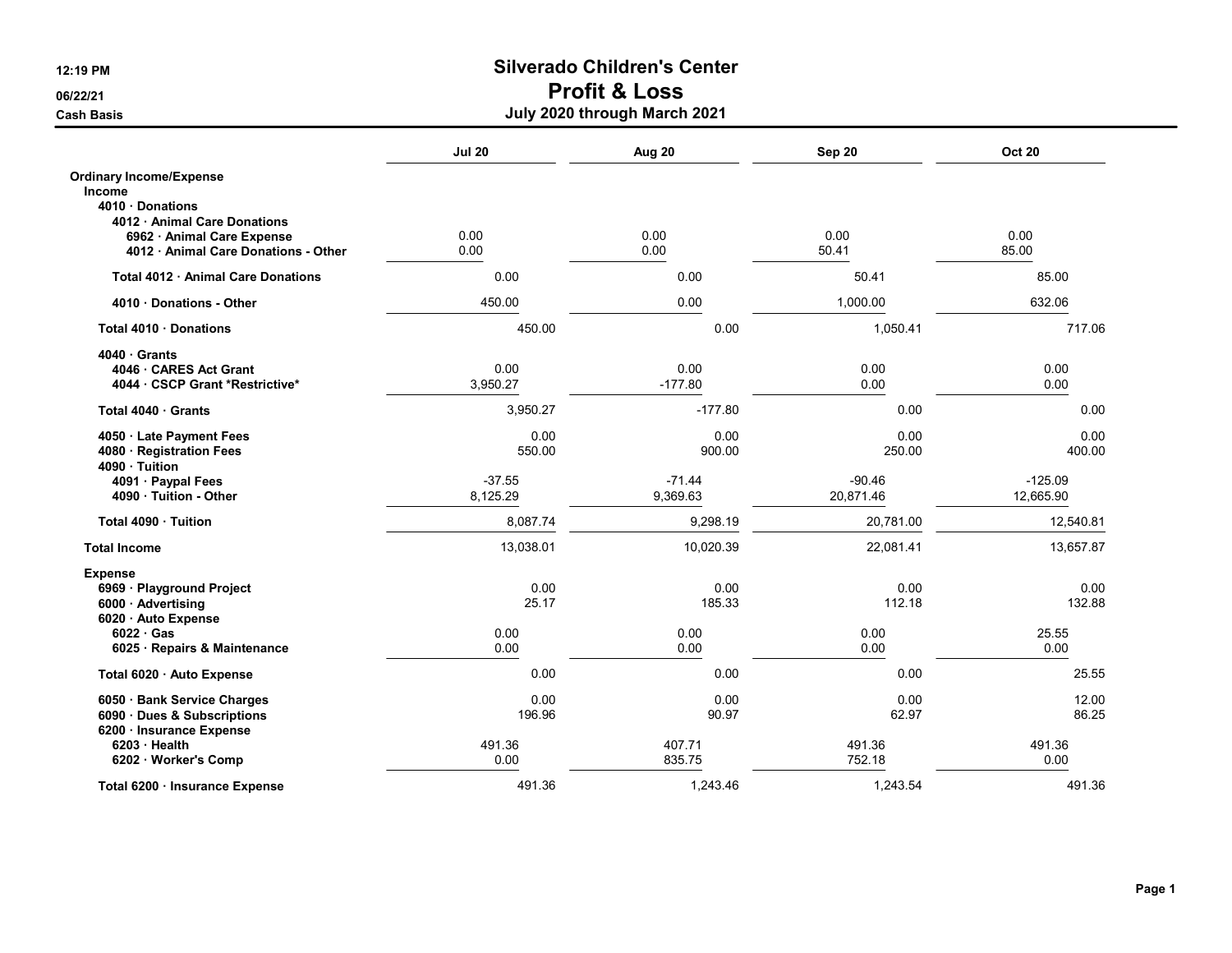# Silverado Children's Center
## Profit & Loss
### July 2020 through March 2021

12:19 PM
06/22/21
Cash Basis

| | Jul 20 | Aug 20 | Sep 20 | Oct 20 |
|---|---|---|---|---|
| **Ordinary Income/Expense** | | | | |
| **Income** | | | | |
| **4010 · Donations** | | | | |
| **4012 · Animal Care Donations** | | | | |
| **6962 · Animal Care Expense** | 0.00 | 0.00 | 0.00 | 0.00 |
| **4012 · Animal Care Donations - Other** | 0.00 | 0.00 | 50.41 | 85.00 |
| **Total 4012 · Animal Care Donations** | 0.00 | 0.00 | 50.41 | 85.00 |
| **4010 · Donations - Other** | 450.00 | 0.00 | 1,000.00 | 632.06 |
| **Total 4010 · Donations** | 450.00 | 0.00 | 1,050.41 | 717.06 |
| **4040 · Grants** | | | | |
| **4046 · CARES Act Grant** | 0.00 | 0.00 | 0.00 | 0.00 |
| **4044 · CSCP Grant *Restrictive*** | 3,950.27 | -177.80 | 0.00 | 0.00 |
| **Total 4040 · Grants** | 3,950.27 | -177.80 | 0.00 | 0.00 |
| **4050 · Late Payment Fees** | 0.00 | 0.00 | 0.00 | 0.00 |
| **4080 · Registration Fees** | 550.00 | 900.00 | 250.00 | 400.00 |
| **4090 · Tuition** | | | | |
| **4091 · Paypal Fees** | -37.55 | -71.44 | -90.46 | -125.09 |
| **4090 · Tuition - Other** | 8,125.29 | 9,369.63 | 20,871.46 | 12,665.90 |
| **Total 4090 · Tuition** | 8,087.74 | 9,298.19 | 20,781.00 | 12,540.81 |
| **Total Income** | 13,038.01 | 10,020.39 | 22,081.41 | 13,657.87 |
| **Expense** | | | | |
| **6969 · Playground Project** | 0.00 | 0.00 | 0.00 | 0.00 |
| **6000 · Advertising** | 25.17 | 185.33 | 112.18 | 132.88 |
| **6020 · Auto Expense** | | | | |
| **6022 · Gas** | 0.00 | 0.00 | 0.00 | 25.55 |
| **6025 · Repairs & Maintenance** | 0.00 | 0.00 | 0.00 | 0.00 |
| **Total 6020 · Auto Expense** | 0.00 | 0.00 | 0.00 | 25.55 |
| **6050 · Bank Service Charges** | 0.00 | 0.00 | 0.00 | 12.00 |
| **6090 · Dues & Subscriptions** | 196.96 | 90.97 | 62.97 | 86.25 |
| **6200 · Insurance Expense** | | | | |
| **6203 · Health** | 491.36 | 407.71 | 491.36 | 491.36 |
| **6202 · Worker's Comp** | 0.00 | 835.75 | 752.18 | 0.00 |
| **Total 6200 · Insurance Expense** | 491.36 | 1,243.46 | 1,243.54 | 491.36 |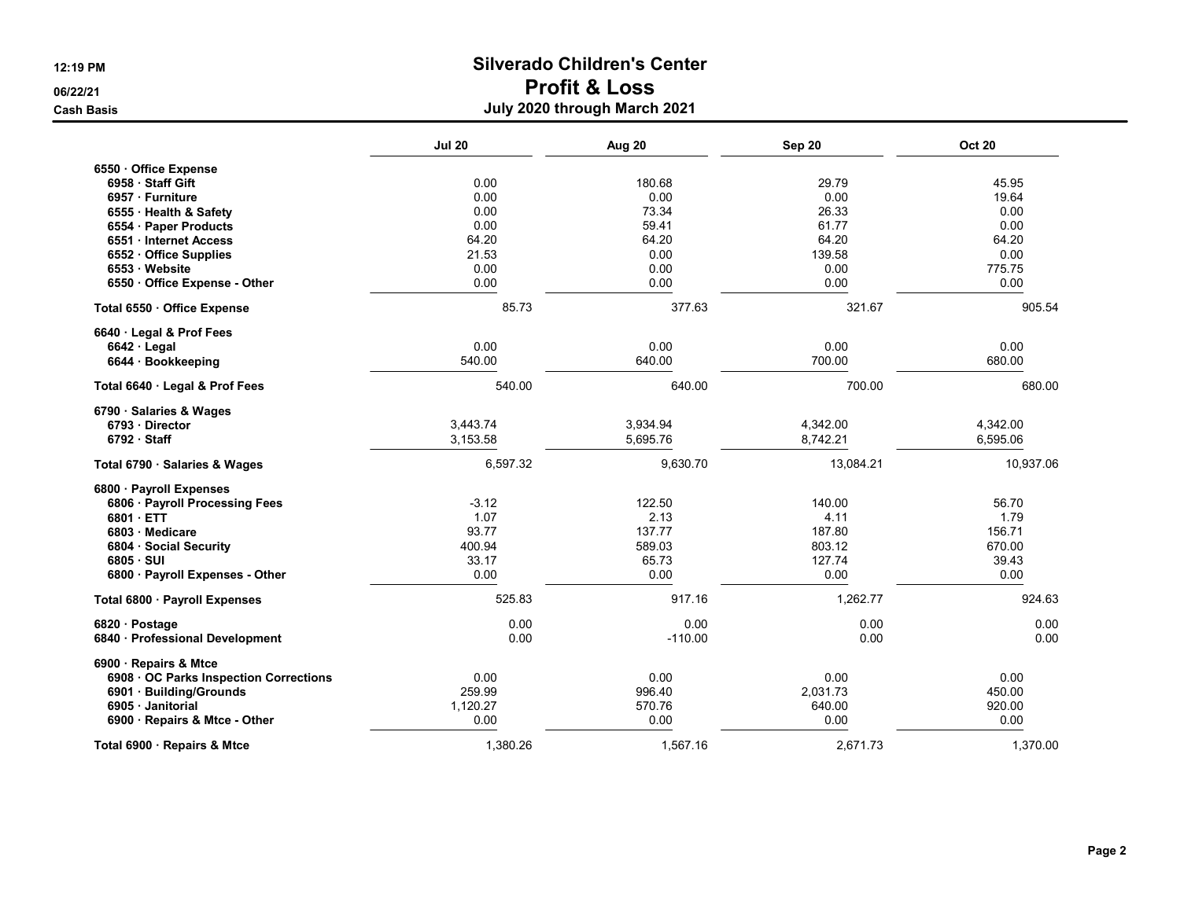# Silverado Children's Center

## Profit & Loss

### July 2020 through March 2021

Cash Basis

| | Jul 20 | Aug 20 | Sep 20 | Oct 20 |
|---|---|---|---|---|
| **6550 · Office Expense** | | | | |
| 6958 · Staff Gift | 0.00 | 180.68 | 29.79 | 45.95 |
| 6957 · Furniture | 0.00 | 0.00 | 0.00 | 19.64 |
| 6555 · Health & Safety | 0.00 | 73.34 | 26.33 | 0.00 |
| 6554 · Paper Products | 0.00 | 59.41 | 61.77 | 0.00 |
| 6551 · Internet Access | 64.20 | 64.20 | 64.20 | 64.20 |
| 6552 · Office Supplies | 21.53 | 0.00 | 139.58 | 0.00 |
| 6553 · Website | 0.00 | 0.00 | 0.00 | 775.75 |
| 6550 · Office Expense - Other | 0.00 | 0.00 | 0.00 | 0.00 |
| **Total 6550 · Office Expense** | 85.73 | 377.63 | 321.67 | 905.54 |
| **6640 · Legal & Prof Fees** | | | | |
| 6642 · Legal | 0.00 | 0.00 | 0.00 | 0.00 |
| 6644 · Bookkeeping | 540.00 | 640.00 | 700.00 | 680.00 |
| **Total 6640 · Legal & Prof Fees** | 540.00 | 640.00 | 700.00 | 680.00 |
| **6790 · Salaries & Wages** | | | | |
| 6793 · Director | 3,443.74 | 3,934.94 | 4,342.00 | 4,342.00 |
| 6792 · Staff | 3,153.58 | 5,695.76 | 8,742.21 | 6,595.06 |
| **Total 6790 · Salaries & Wages** | 6,597.32 | 9,630.70 | 13,084.21 | 10,937.06 |
| **6800 · Payroll Expenses** | | | | |
| 6806 · Payroll Processing Fees | -3.12 | 122.50 | 140.00 | 56.70 |
| 6801 · ETT | 1.07 | 2.13 | 4.11 | 1.79 |
| 6803 · Medicare | 93.77 | 137.77 | 187.80 | 156.71 |
| 6804 · Social Security | 400.94 | 589.03 | 803.12 | 670.00 |
| 6805 · SUI | 33.17 | 65.73 | 127.74 | 39.43 |
| 6800 · Payroll Expenses - Other | 0.00 | 0.00 | 0.00 | 0.00 |
| **Total 6800 · Payroll Expenses** | 525.83 | 917.16 | 1,262.77 | 924.63 |
| **6820 · Postage** | 0.00 | 0.00 | 0.00 | 0.00 |
| **6840 · Professional Development** | 0.00 | -110.00 | 0.00 | 0.00 |
| **6900 · Repairs & Mtce** | | | | |
| 6908 · OC Parks Inspection Corrections | 0.00 | 0.00 | 0.00 | 0.00 |
| 6901 · Building/Grounds | 259.99 | 996.40 | 2,031.73 | 450.00 |
| 6905 · Janitorial | 1,120.27 | 570.76 | 640.00 | 920.00 |
| 6900 · Repairs & Mtce - Other | 0.00 | 0.00 | 0.00 | 0.00 |
| **Total 6900 · Repairs & Mtce** | 1,380.26 | 1,567.16 | 2,671.73 | 1,370.00 |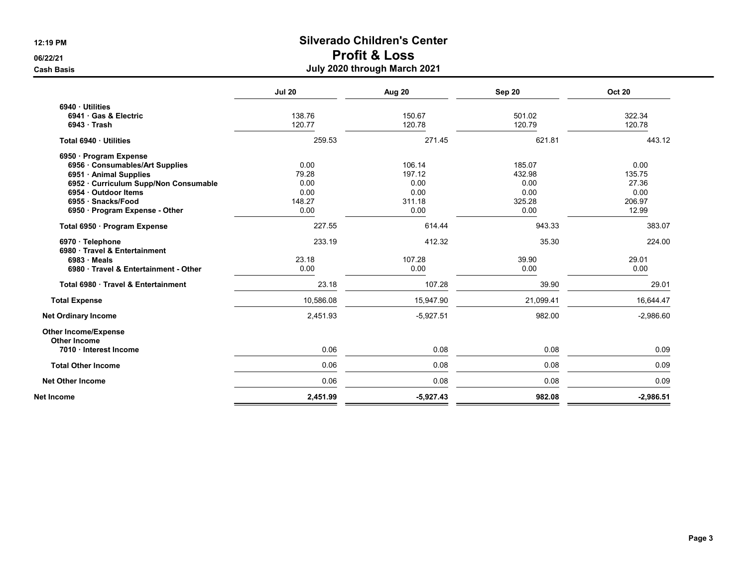# Silverado Children's Center
## Profit & Loss
### July 2020 through March 2021

12:19 PM
06/22/21
Cash Basis

| | Jul 20 | Aug 20 | Sep 20 | Oct 20 |
|---|---|---|---|---|
| **6940 · Utilities** | | | | |
| **6941 · Gas & Electric** | 138.76 | 150.67 | 501.02 | 322.34 |
| **6943 · Trash** | 120.77 | 120.78 | 120.79 | 120.78 |
| **Total 6940 · Utilities** | 259.53 | 271.45 | 621.81 | 443.12 |
| **6950 · Program Expense** | | | | |
| **6956 · Consumables/Art Supplies** | 0.00 | 106.14 | 185.07 | 0.00 |
| **6951 · Animal Supplies** | 79.28 | 197.12 | 432.98 | 135.75 |
| **6952 · Curriculum Supp/Non Consumable** | 0.00 | 0.00 | 0.00 | 27.36 |
| **6954 · Outdoor Items** | 0.00 | 0.00 | 0.00 | 0.00 |
| **6955 · Snacks/Food** | 148.27 | 311.18 | 325.28 | 206.97 |
| **6950 · Program Expense - Other** | 0.00 | 0.00 | 0.00 | 12.99 |
| **Total 6950 · Program Expense** | 227.55 | 614.44 | 943.33 | 383.07 |
| **6970 · Telephone** | 233.19 | 412.32 | 35.30 | 224.00 |
| **6980 · Travel & Entertainment** | | | | |
| **6983 · Meals** | 23.18 | 107.28 | 39.90 | 29.01 |
| **6980 · Travel & Entertainment - Other** | 0.00 | 0.00 | 0.00 | 0.00 |
| **Total 6980 · Travel & Entertainment** | 23.18 | 107.28 | 39.90 | 29.01 |
| **Total Expense** | 10,586.08 | 15,947.90 | 21,099.41 | 16,644.47 |
| **Net Ordinary Income** | 2,451.93 | -5,927.51 | 982.00 | -2,986.60 |
| **Other Income/Expense** | | | | |
| **Other Income** | | | | |
| **7010 · Interest Income** | 0.06 | 0.08 | 0.08 | 0.09 |
| **Total Other Income** | 0.06 | 0.08 | 0.08 | 0.09 |
| **Net Other Income** | 0.06 | 0.08 | 0.08 | 0.09 |
| **Net Income** | **2,451.99** | **-5,927.43** | **982.08** | **-2,986.51** |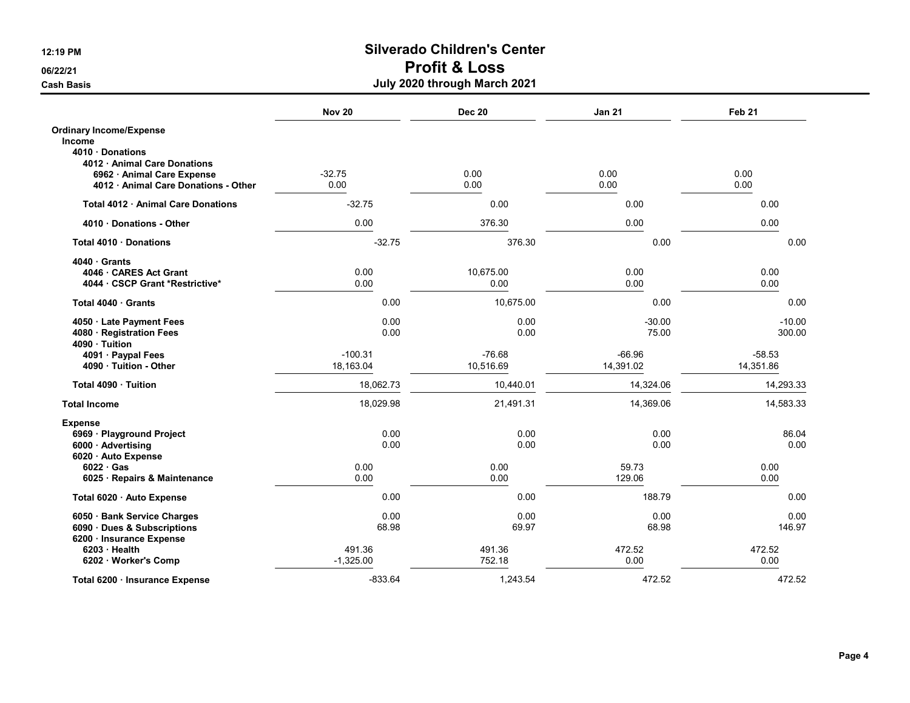# Silverado Children's Center
## Profit & Loss
### July 2020 through March 2021

12:19 PM
06/22/21
Cash Basis

| | Nov 20 | Dec 20 | Jan 21 | Feb 21 |
|---|---|---|---|---|
| **Ordinary Income/Expense** | | | | |
| **Income** | | | | |
| **4010 · Donations** | | | | |
| **4012 · Animal Care Donations** | | | | |
| **6962 · Animal Care Expense** | -32.75 | 0.00 | 0.00 | 0.00 |
| **4012 · Animal Care Donations - Other** | 0.00 | 0.00 | 0.00 | 0.00 |
| **Total 4012 · Animal Care Donations** | -32.75 | 0.00 | 0.00 | 0.00 |
| **4010 · Donations - Other** | 0.00 | 376.30 | 0.00 | 0.00 |
| **Total 4010 · Donations** | -32.75 | 376.30 | 0.00 | 0.00 |
| **4040 · Grants** | | | | |
| **4046 · CARES Act Grant** | 0.00 | 10,675.00 | 0.00 | 0.00 |
| **4044 · CSCP Grant *Restrictive*** | 0.00 | 0.00 | 0.00 | 0.00 |
| **Total 4040 · Grants** | 0.00 | 10,675.00 | 0.00 | 0.00 |
| **4050 · Late Payment Fees** | 0.00 | 0.00 | -30.00 | -10.00 |
| **4080 · Registration Fees** | 0.00 | 0.00 | 75.00 | 300.00 |
| **4090 · Tuition** | | | | |
| **4091 · Paypal Fees** | -100.31 | -76.68 | -66.96 | -58.53 |
| **4090 · Tuition - Other** | 18,163.04 | 10,516.69 | 14,391.02 | 14,351.86 |
| **Total 4090 · Tuition** | 18,062.73 | 10,440.01 | 14,324.06 | 14,293.33 |
| **Total Income** | 18,029.98 | 21,491.31 | 14,369.06 | 14,583.33 |
| **Expense** | | | | |
| **6969 · Playground Project** | 0.00 | 0.00 | 0.00 | 86.04 |
| **6000 · Advertising** | 0.00 | 0.00 | 0.00 | 0.00 |
| **6020 · Auto Expense** | | | | |
| **6022 · Gas** | 0.00 | 0.00 | 59.73 | 0.00 |
| **6025 · Repairs & Maintenance** | 0.00 | 0.00 | 129.06 | 0.00 |
| **Total 6020 · Auto Expense** | 0.00 | 0.00 | 188.79 | 0.00 |
| **6050 · Bank Service Charges** | 0.00 | 0.00 | 0.00 | 0.00 |
| **6090 · Dues & Subscriptions** | 68.98 | 69.97 | 68.98 | 146.97 |
| **6200 · Insurance Expense** | | | | |
| **6203 · Health** | 491.36 | 491.36 | 472.52 | 472.52 |
| **6202 · Worker's Comp** | -1,325.00 | 752.18 | 0.00 | 0.00 |
| **Total 6200 · Insurance Expense** | -833.64 | 1,243.54 | 472.52 | 472.52 |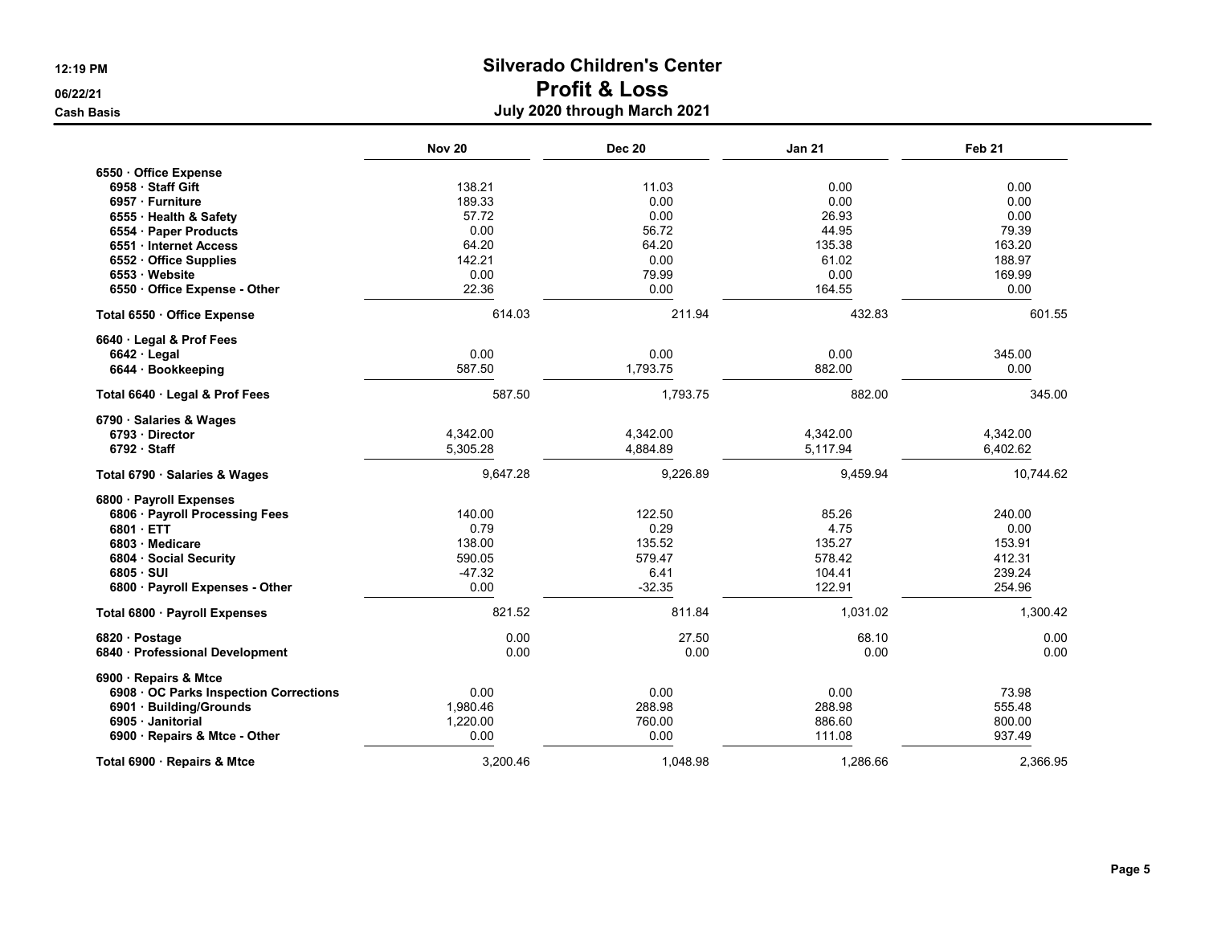# Silverado Children's Center

## Profit & Loss

### July 2020 through March 2021

12:19 PM
06/22/21
Cash Basis

| | Nov 20 | Dec 20 | Jan 21 | Feb 21 |
|---|---|---|---|---|
| **6550 · Office Expense** | | | | |
| **6958 · Staff Gift** | 138.21 | 11.03 | 0.00 | 0.00 |
| **6957 · Furniture** | 189.33 | 0.00 | 0.00 | 0.00 |
| **6555 · Health & Safety** | 57.72 | 0.00 | 26.93 | 0.00 |
| **6554 · Paper Products** | 0.00 | 56.72 | 44.95 | 79.39 |
| **6551 · Internet Access** | 64.20 | 64.20 | 135.38 | 163.20 |
| **6552 · Office Supplies** | 142.21 | 0.00 | 61.02 | 188.97 |
| **6553 · Website** | 0.00 | 79.99 | 0.00 | 169.99 |
| **6550 · Office Expense - Other** | 22.36 | 0.00 | 164.55 | 0.00 |
| **Total 6550 · Office Expense** | 614.03 | 211.94 | 432.83 | 601.55 |
| **6640 · Legal & Prof Fees** | | | | |
| **6642 · Legal** | 0.00 | 0.00 | 0.00 | 345.00 |
| **6644 · Bookkeeping** | 587.50 | 1,793.75 | 882.00 | 0.00 |
| **Total 6640 · Legal & Prof Fees** | 587.50 | 1,793.75 | 882.00 | 345.00 |
| **6790 · Salaries & Wages** | | | | |
| **6793 · Director** | 4,342.00 | 4,342.00 | 4,342.00 | 4,342.00 |
| **6792 · Staff** | 5,305.28 | 4,884.89 | 5,117.94 | 6,402.62 |
| **Total 6790 · Salaries & Wages** | 9,647.28 | 9,226.89 | 9,459.94 | 10,744.62 |
| **6800 · Payroll Expenses** | | | | |
| **6806 · Payroll Processing Fees** | 140.00 | 122.50 | 85.26 | 240.00 |
| **6801 · ETT** | 0.79 | 0.29 | 4.75 | 0.00 |
| **6803 · Medicare** | 138.00 | 135.52 | 135.27 | 153.91 |
| **6804 · Social Security** | 590.05 | 579.47 | 578.42 | 412.31 |
| **6805 · SUI** | -47.32 | 6.41 | 104.41 | 239.24 |
| **6800 · Payroll Expenses - Other** | 0.00 | -32.35 | 122.91 | 254.96 |
| **Total 6800 · Payroll Expenses** | 821.52 | 811.84 | 1,031.02 | 1,300.42 |
| **6820 · Postage** | 0.00 | 27.50 | 68.10 | 0.00 |
| **6840 · Professional Development** | 0.00 | 0.00 | 0.00 | 0.00 |
| **6900 · Repairs & Mtce** | | | | |
| **6908 · OC Parks Inspection Corrections** | 0.00 | 0.00 | 0.00 | 73.98 |
| **6901 · Building/Grounds** | 1,980.46 | 288.98 | 288.98 | 555.48 |
| **6905 · Janitorial** | 1,220.00 | 760.00 | 886.60 | 800.00 |
| **6900 · Repairs & Mtce - Other** | 0.00 | 0.00 | 111.08 | 937.49 |
| **Total 6900 · Repairs & Mtce** | 3,200.46 | 1,048.98 | 1,286.66 | 2,366.95 |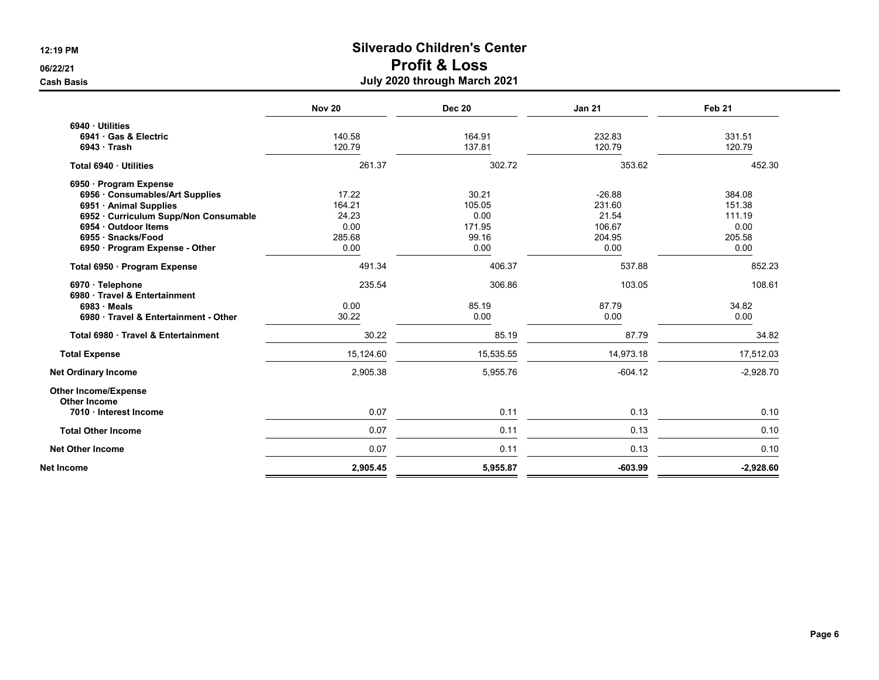# Silverado Children's Center
## Profit & Loss
### July 2020 through March 2021

12:19 PM
06/22/21
Cash Basis

| | Nov 20 | Dec 20 | Jan 21 | Feb 21 |
|---|---|---|---|---|
| **6940 · Utilities** | | | | |
| **6941 · Gas & Electric** | 140.58 | 164.91 | 232.83 | 331.51 |
| **6943 · Trash** | 120.79 | 137.81 | 120.79 | 120.79 |
| **Total 6940 · Utilities** | 261.37 | 302.72 | 353.62 | 452.30 |
| **6950 · Program Expense** | | | | |
| **6956 · Consumables/Art Supplies** | 17.22 | 30.21 | -26.88 | 384.08 |
| **6951 · Animal Supplies** | 164.21 | 105.05 | 231.60 | 151.38 |
| **6952 · Curriculum Supp/Non Consumable** | 24.23 | 0.00 | 21.54 | 111.19 |
| **6954 · Outdoor Items** | 0.00 | 171.95 | 106.67 | 0.00 |
| **6955 · Snacks/Food** | 285.68 | 99.16 | 204.95 | 205.58 |
| **6950 · Program Expense - Other** | 0.00 | 0.00 | 0.00 | 0.00 |
| **Total 6950 · Program Expense** | 491.34 | 406.37 | 537.88 | 852.23 |
| **6970 · Telephone** | 235.54 | 306.86 | 103.05 | 108.61 |
| **6980 · Travel & Entertainment** | | | | |
| **6983 · Meals** | 0.00 | 85.19 | 87.79 | 34.82 |
| **6980 · Travel & Entertainment - Other** | 30.22 | 0.00 | 0.00 | 0.00 |
| **Total 6980 · Travel & Entertainment** | 30.22 | 85.19 | 87.79 | 34.82 |
| **Total Expense** | 15,124.60 | 15,535.55 | 14,973.18 | 17,512.03 |
| **Net Ordinary Income** | 2,905.38 | 5,955.76 | -604.12 | -2,928.70 |
| **Other Income/Expense** | | | | |
| **Other Income** | | | | |
| **7010 · Interest Income** | 0.07 | 0.11 | 0.13 | 0.10 |
| **Total Other Income** | 0.07 | 0.11 | 0.13 | 0.10 |
| **Net Other Income** | 0.07 | 0.11 | 0.13 | 0.10 |
| **Net Income** | **2,905.45** | **5,955.87** | **-603.99** | **-2,928.60** |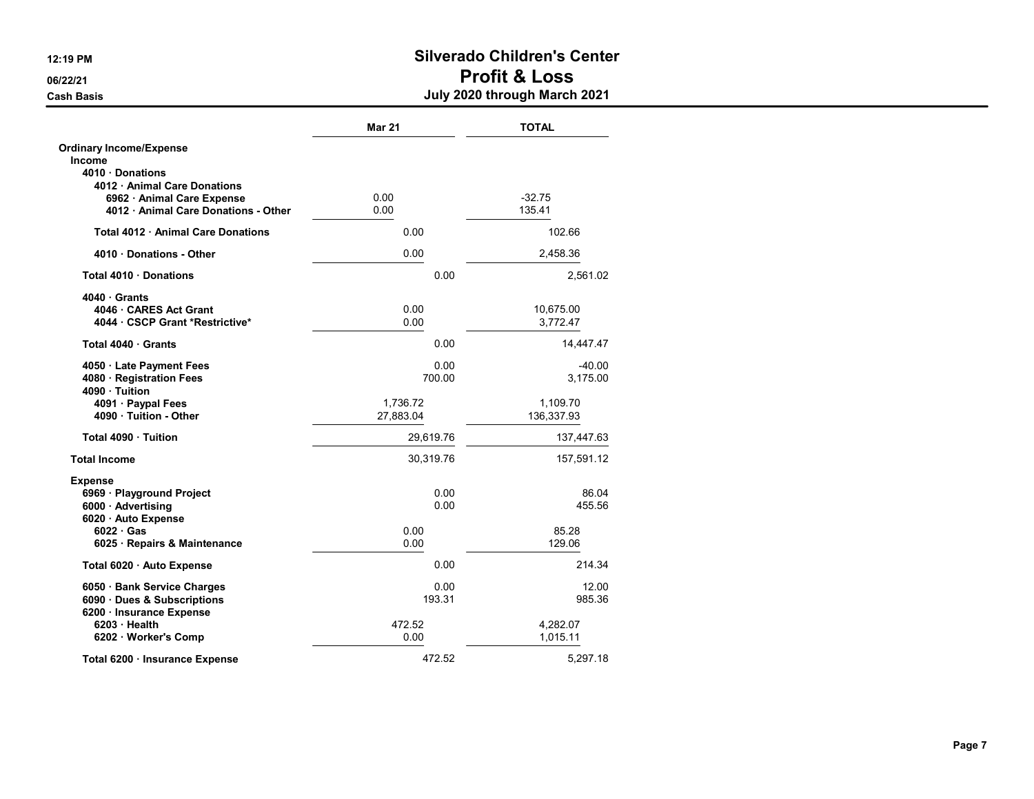# Silverado Children's Center
## Profit & Loss
### July 2020 through March 2021

12:19 PM
06/22/21
Cash Basis

| | Mar 21 | TOTAL |
|---|---|---|
| **Ordinary Income/Expense** | | |
| **Income** | | |
| **4010 · Donations** | | |
| **4012 · Animal Care Donations** | | |
| **6962 · Animal Care Expense** | 0.00 | -32.75 |
| **4012 · Animal Care Donations - Other** | 0.00 | 135.41 |
| **Total 4012 · Animal Care Donations** | 0.00 | 102.66 |
| **4010 · Donations - Other** | 0.00 | 2,458.36 |
| **Total 4010 · Donations** | 0.00 | 2,561.02 |
| **4040 · Grants** | | |
| **4046 · CARES Act Grant** | 0.00 | 10,675.00 |
| **4044 · CSCP Grant *Restrictive*** | 0.00 | 3,772.47 |
| **Total 4040 · Grants** | 0.00 | 14,447.47 |
| **4050 · Late Payment Fees** | 0.00 | -40.00 |
| **4080 · Registration Fees** | 700.00 | 3,175.00 |
| **4090 · Tuition** | | |
| **4091 · Paypal Fees** | 1,736.72 | 1,109.70 |
| **4090 · Tuition - Other** | 27,883.04 | 136,337.93 |
| **Total 4090 · Tuition** | 29,619.76 | 137,447.63 |
| **Total Income** | 30,319.76 | 157,591.12 |
| **Expense** | | |
| **6969 · Playground Project** | 0.00 | 86.04 |
| **6000 · Advertising** | 0.00 | 455.56 |
| **6020 · Auto Expense** | | |
| **6022 · Gas** | 0.00 | 85.28 |
| **6025 · Repairs & Maintenance** | 0.00 | 129.06 |
| **Total 6020 · Auto Expense** | 0.00 | 214.34 |
| **6050 · Bank Service Charges** | 0.00 | 12.00 |
| **6090 · Dues & Subscriptions** | 193.31 | 985.36 |
| **6200 · Insurance Expense** | | |
| **6203 · Health** | 472.52 | 4,282.07 |
| **6202 · Worker's Comp** | 0.00 | 1,015.11 |
| **Total 6200 · Insurance Expense** | 472.52 | 5,297.18 |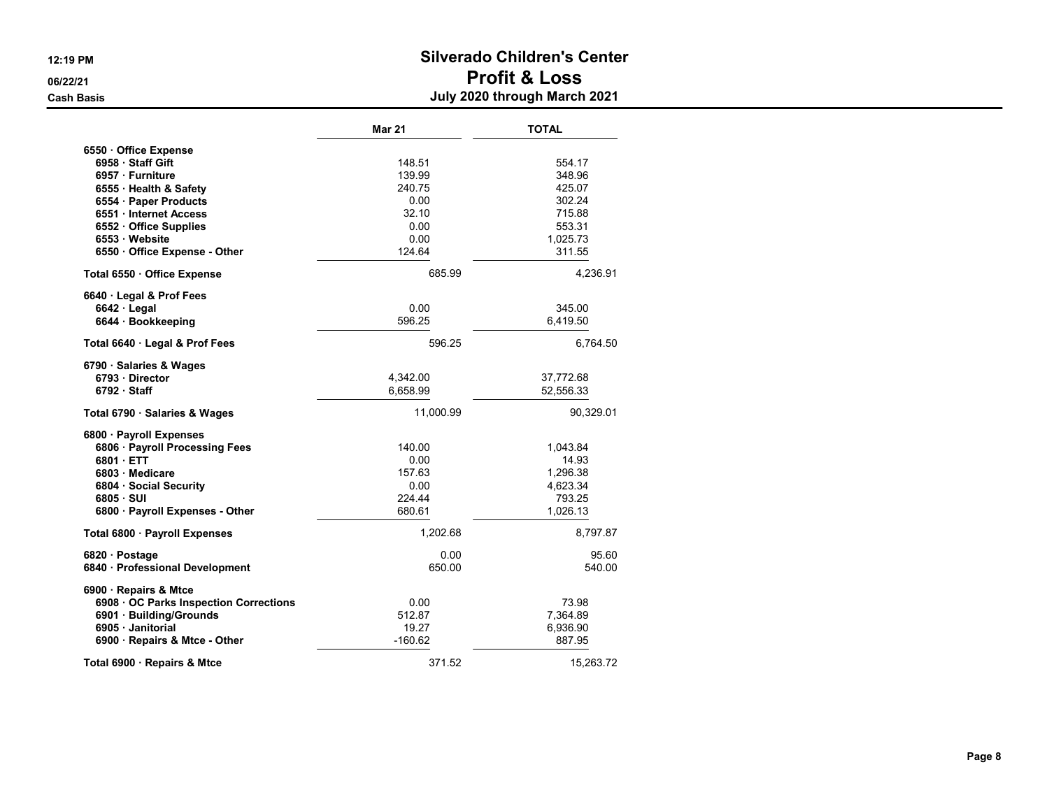# Silverado Children's Center

## Profit & Loss

### July 2020 through March 2021

12:19 PM
06/22/21
Cash Basis

| | Mar 21 | TOTAL |
|---|---|---|
| **6550 · Office Expense** | | |
| **6958 · Staff Gift** | 148.51 | 554.17 |
| **6957 · Furniture** | 139.99 | 348.96 |
| **6555 · Health & Safety** | 240.75 | 425.07 |
| **6554 · Paper Products** | 0.00 | 302.24 |
| **6551 · Internet Access** | 32.10 | 715.88 |
| **6552 · Office Supplies** | 0.00 | 553.31 |
| **6553 · Website** | 0.00 | 1,025.73 |
| **6550 · Office Expense - Other** | 124.64 | 311.55 |
| **Total 6550 · Office Expense** | 685.99 | 4,236.91 |
| **6640 · Legal & Prof Fees** | | |
| **6642 · Legal** | 0.00 | 345.00 |
| **6644 · Bookkeeping** | 596.25 | 6,419.50 |
| **Total 6640 · Legal & Prof Fees** | 596.25 | 6,764.50 |
| **6790 · Salaries & Wages** | | |
| **6793 · Director** | 4,342.00 | 37,772.68 |
| **6792 · Staff** | 6,658.99 | 52,556.33 |
| **Total 6790 · Salaries & Wages** | 11,000.99 | 90,329.01 |
| **6800 · Payroll Expenses** | | |
| **6806 · Payroll Processing Fees** | 140.00 | 1,043.84 |
| **6801 · ETT** | 0.00 | 14.93 |
| **6803 · Medicare** | 157.63 | 1,296.38 |
| **6804 · Social Security** | 0.00 | 4,623.34 |
| **6805 · SUI** | 224.44 | 793.25 |
| **6800 · Payroll Expenses - Other** | 680.61 | 1,026.13 |
| **Total 6800 · Payroll Expenses** | 1,202.68 | 8,797.87 |
| **6820 · Postage** | 0.00 | 95.60 |
| **6840 · Professional Development** | 650.00 | 540.00 |
| **6900 · Repairs & Mtce** | | |
| **6908 · OC Parks Inspection Corrections** | 0.00 | 73.98 |
| **6901 · Building/Grounds** | 512.87 | 7,364.89 |
| **6905 · Janitorial** | 19.27 | 6,936.90 |
| **6900 · Repairs & Mtce - Other** | -160.62 | 887.95 |
| **Total 6900 · Repairs & Mtce** | 371.52 | 15,263.72 |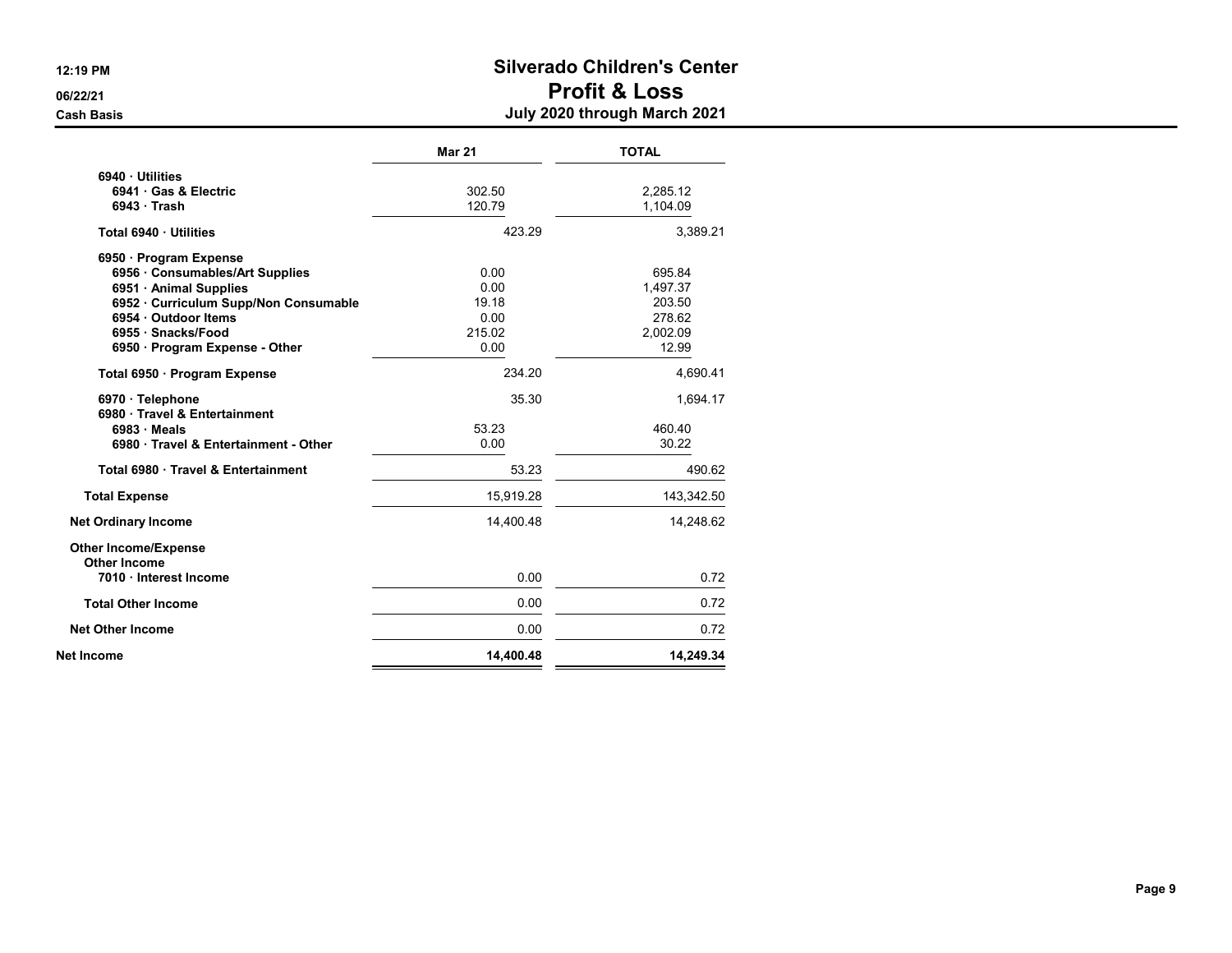# Silverado Children's Center
## Profit & Loss
### July 2020 through March 2021

12:19 PM
06/22/21
Cash Basis

| | Mar 21 | TOTAL |
|---|---|---|
| 6940 · Utilities | | |
| 6941 · Gas & Electric | 302.50 | 2,285.12 |
| 6943 · Trash | 120.79 | 1,104.09 |
| Total 6940 · Utilities | 423.29 | 3,389.21 |
| 6950 · Program Expense | | |
| 6956 · Consumables/Art Supplies | 0.00 | 695.84 |
| 6951 · Animal Supplies | 0.00 | 1,497.37 |
| 6952 · Curriculum Supp/Non Consumable | 19.18 | 203.50 |
| 6954 · Outdoor Items | 0.00 | 278.62 |
| 6955 · Snacks/Food | 215.02 | 2,002.09 |
| 6950 · Program Expense - Other | 0.00 | 12.99 |
| Total 6950 · Program Expense | 234.20 | 4,690.41 |
| 6970 · Telephone | 35.30 | 1,694.17 |
| 6980 · Travel & Entertainment | | |
| 6983 · Meals | 53.23 | 460.40 |
| 6980 · Travel & Entertainment - Other | 0.00 | 30.22 |
| Total 6980 · Travel & Entertainment | 53.23 | 490.62 |
| Total Expense | 15,919.28 | 143,342.50 |
| Net Ordinary Income | 14,400.48 | 14,248.62 |
| Other Income/Expense | | |
| Other Income | | |
| 7010 · Interest Income | 0.00 | 0.72 |
| Total Other Income | 0.00 | 0.72 |
| Net Other Income | 0.00 | 0.72 |
| **Net Income** | **14,400.48** | **14,249.34** |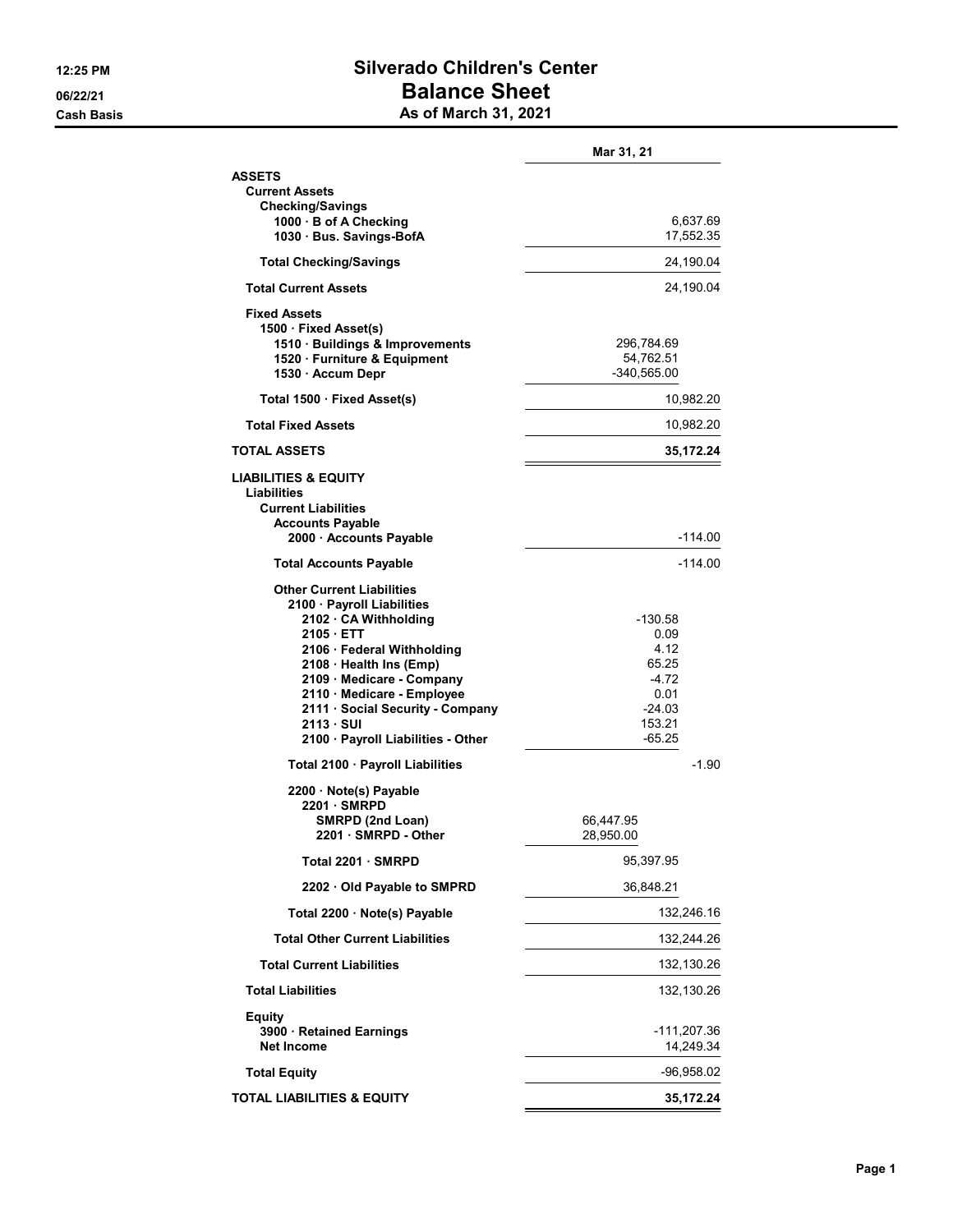# Silverado Children's Center
## Balance Sheet
### As of March 31, 2021

12:25 PM
06/22/21
Cash Basis

| | | Mar 31, 21 |
|---|---|---|
| **ASSETS** | | |
| **Current Assets** | | |
| **Checking/Savings** | | |
| **1000 · B of A Checking** | | 6,637.69 |
| **1030 · Bus. Savings-BofA** | | 17,552.35 |
| **Total Checking/Savings** | | 24,190.04 |
| **Total Current Assets** | | 24,190.04 |
| **Fixed Assets** | | |
| **1500 · Fixed Asset(s)** | | |
| **1510 · Buildings & Improvements** | 296,784.69 | |
| **1520 · Furniture & Equipment** | 54,762.51 | |
| **1530 · Accum Depr** | -340,565.00 | |
| **Total 1500 · Fixed Asset(s)** | | 10,982.20 |
| **Total Fixed Assets** | | 10,982.20 |
| **TOTAL ASSETS** | | **35,172.24** |
| **LIABILITIES & EQUITY** | | |
| **Liabilities** | | |
| **Current Liabilities** | | |
| **Accounts Payable** | | |
| **2000 · Accounts Payable** | | -114.00 |
| **Total Accounts Payable** | | -114.00 |
| **Other Current Liabilities** | | |
| **2100 · Payroll Liabilities** | | |
| **2102 · CA Withholding** | -130.58 | |
| **2105 · ETT** | 0.09 | |
| **2106 · Federal Withholding** | 4.12 | |
| **2108 · Health Ins (Emp)** | 65.25 | |
| **2109 · Medicare - Company** | -4.72 | |
| **2110 · Medicare - Employee** | 0.01 | |
| **2111 · Social Security - Company** | -24.03 | |
| **2113 · SUI** | 153.21 | |
| **2100 · Payroll Liabilities - Other** | -65.25 | |
| **Total 2100 · Payroll Liabilities** | | -1.90 |
| **2200 · Note(s) Payable** | | |
| **2201 · SMRPD** | | |
| **SMRPD (2nd Loan)** | 66,447.95 | |
| **2201 · SMRPD - Other** | 28,950.00 | |
| **Total 2201 · SMRPD** | 95,397.95 | |
| **2202 · Old Payable to SMPRD** | 36,848.21 | |
| **Total 2200 · Note(s) Payable** | | 132,246.16 |
| **Total Other Current Liabilities** | | 132,244.26 |
| **Total Current Liabilities** | | 132,130.26 |
| **Total Liabilities** | | 132,130.26 |
| **Equity** | | |
| **3900 · Retained Earnings** | | -111,207.36 |
| **Net Income** | | 14,249.34 |
| **Total Equity** | | -96,958.02 |
| **TOTAL LIABILITIES & EQUITY** | | **35,172.24** |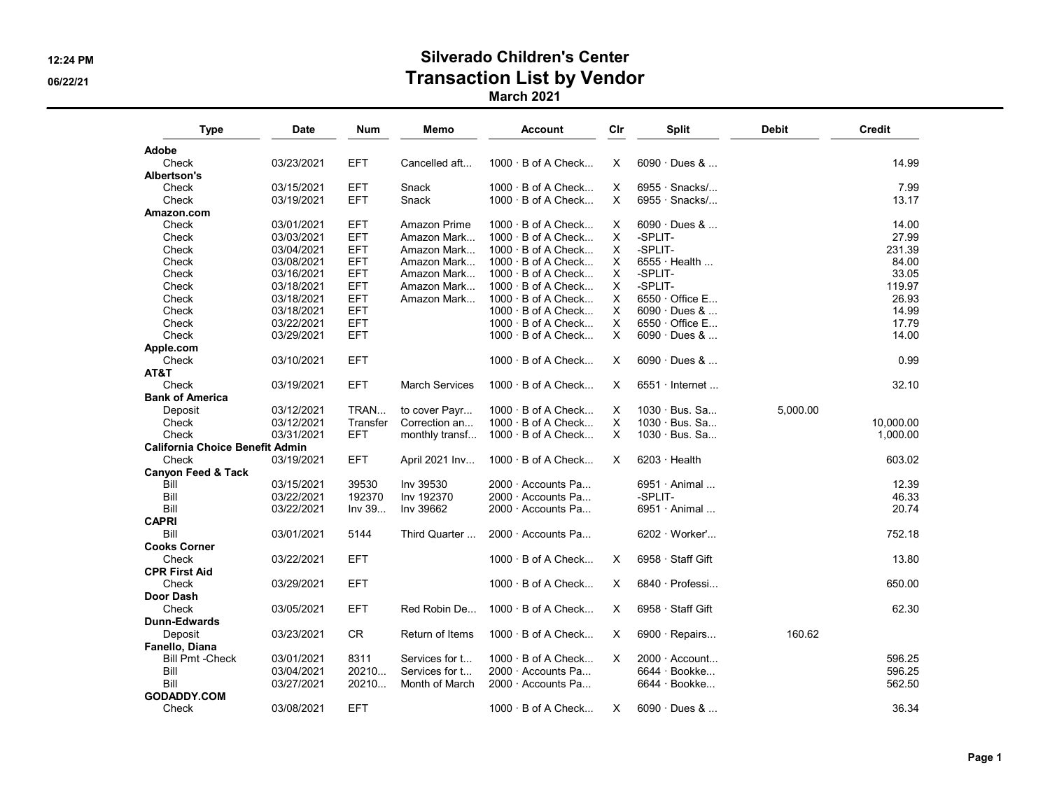# Silverado Children's Center

## Transaction List by Vendor

### March 2021

| Type | Date | Num | Memo | Account | Clr | Split | Debit | Credit |
|---|---|---|---|---|---|---|---|---|
| **Adobe** | | | | | | | | |
| Check | 03/23/2021 | EFT | Cancelled aft... | 1000 · B of A Check... | X | 6090 · Dues & ... | | 14.99 |
| **Albertson's** | | | | | | | | |
| Check | 03/15/2021 | EFT | Snack | 1000 · B of A Check... | X | 6955 · Snacks/... | | 7.99 |
| Check | 03/19/2021 | EFT | Snack | 1000 · B of A Check... | X | 6955 · Snacks/... | | 13.17 |
| **Amazon.com** | | | | | | | | |
| Check | 03/01/2021 | EFT | Amazon Prime | 1000 · B of A Check... | X | 6090 · Dues & ... | | 14.00 |
| Check | 03/03/2021 | EFT | Amazon Mark... | 1000 · B of A Check... | X | -SPLIT- | | 27.99 |
| Check | 03/04/2021 | EFT | Amazon Mark... | 1000 · B of A Check... | X | -SPLIT- | | 231.39 |
| Check | 03/08/2021 | EFT | Amazon Mark... | 1000 · B of A Check... | X | 6555 · Health ... | | 84.00 |
| Check | 03/16/2021 | EFT | Amazon Mark... | 1000 · B of A Check... | X | -SPLIT- | | 33.05 |
| Check | 03/18/2021 | EFT | Amazon Mark... | 1000 · B of A Check... | X | -SPLIT- | | 119.97 |
| Check | 03/18/2021 | EFT | Amazon Mark... | 1000 · B of A Check... | X | 6550 · Office E... | | 26.93 |
| Check | 03/18/2021 | EFT | | 1000 · B of A Check... | X | 6090 · Dues & ... | | 14.99 |
| Check | 03/22/2021 | EFT | | 1000 · B of A Check... | X | 6550 · Office E... | | 17.79 |
| Check | 03/29/2021 | EFT | | 1000 · B of A Check... | X | 6090 · Dues & ... | | 14.00 |
| **Apple.com** | | | | | | | | |
| Check | 03/10/2021 | EFT | | 1000 · B of A Check... | X | 6090 · Dues & ... | | 0.99 |
| **AT&T** | | | | | | | | |
| Check | 03/19/2021 | EFT | March Services | 1000 · B of A Check... | X | 6551 · Internet ... | | 32.10 |
| **Bank of America** | | | | | | | | |
| Deposit | 03/12/2021 | TRAN... | to cover Payr... | 1000 · B of A Check... | X | 1030 · Bus. Sa... | 5,000.00 | |
| Check | 03/12/2021 | Transfer | Correction an... | 1000 · B of A Check... | X | 1030 · Bus. Sa... | | 10,000.00 |
| Check | 03/31/2021 | EFT | monthly transf... | 1000 · B of A Check... | X | 1030 · Bus. Sa... | | 1,000.00 |
| **California Choice Benefit Admin** | | | | | | | | |
| Check | 03/19/2021 | EFT | April 2021 Inv... | 1000 · B of A Check... | X | 6203 · Health | | 603.02 |
| **Canyon Feed & Tack** | | | | | | | | |
| Bill | 03/15/2021 | 39530 | Inv 39530 | 2000 · Accounts Pa... | | 6951 · Animal ... | | 12.39 |
| Bill | 03/22/2021 | 192370 | Inv 192370 | 2000 · Accounts Pa... | | -SPLIT- | | 46.33 |
| Bill | 03/22/2021 | Inv 39... | Inv 39662 | 2000 · Accounts Pa... | | 6951 · Animal ... | | 20.74 |
| **CAPRI** | | | | | | | | |
| Bill | 03/01/2021 | 5144 | Third Quarter ... | 2000 · Accounts Pa... | | 6202 · Worker'... | | 752.18 |
| **Cooks Corner** | | | | | | | | |
| Check | 03/22/2021 | EFT | | 1000 · B of A Check... | X | 6958 · Staff Gift | | 13.80 |
| **CPR First Aid** | | | | | | | | |
| Check | 03/29/2021 | EFT | | 1000 · B of A Check... | X | 6840 · Professi... | | 650.00 |
| **Door Dash** | | | | | | | | |
| Check | 03/05/2021 | EFT | Red Robin De... | 1000 · B of A Check... | X | 6958 · Staff Gift | | 62.30 |
| **Dunn-Edwards** | | | | | | | | |
| Deposit | 03/23/2021 | CR | Return of Items | 1000 · B of A Check... | X | 6900 · Repairs... | 160.62 | |
| **Fanello, Diana** | | | | | | | | |
| Bill Pmt -Check | 03/01/2021 | 8311 | Services for t... | 1000 · B of A Check... | X | 2000 · Account... | | 596.25 |
| Bill | 03/04/2021 | 20210... | Services for t... | 2000 · Accounts Pa... | | 6644 · Bookke... | | 596.25 |
| Bill | 03/27/2021 | 20210... | Month of March | 2000 · Accounts Pa... | | 6644 · Bookke... | | 562.50 |
| **GODADDY.COM** | | | | | | | | |
| Check | 03/08/2021 | EFT | | 1000 · B of A Check... | X | 6090 · Dues & ... | | 36.34 |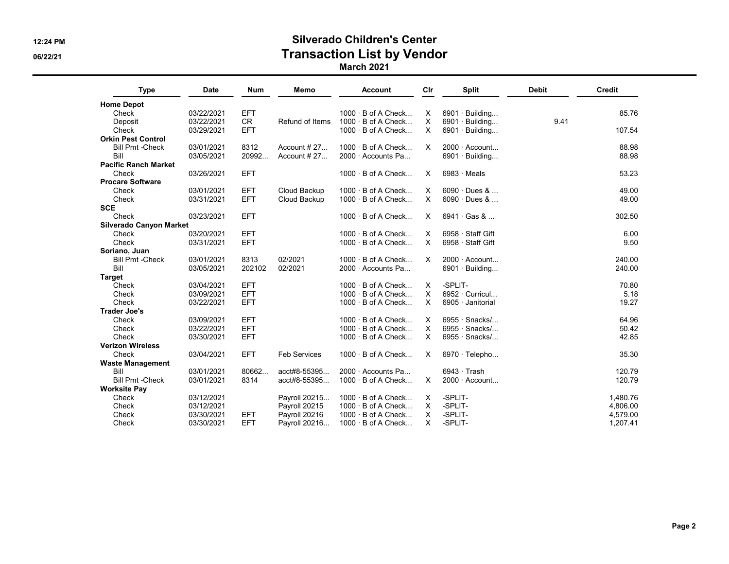# Silverado Children's Center
## Transaction List by Vendor
### March 2021

| Type | Date | Num | Memo | Account | Clr | Split | Debit | Credit |
|---|---|---|---|---|---|---|---|---|
| **Home Depot** | | | | | | | | |
| Check | 03/22/2021 | EFT | | 1000 · B of A Check... | X | 6901 · Building... | | 85.76 |
| Deposit | 03/22/2021 | CR | Refund of Items | 1000 · B of A Check... | X | 6901 · Building... | 9.41 | |
| Check | 03/29/2021 | EFT | | 1000 · B of A Check... | X | 6901 · Building... | | 107.54 |
| **Orkin Pest Control** | | | | | | | | |
| Bill Pmt -Check | 03/01/2021 | 8312 | Account # 27... | 1000 · B of A Check... | X | 2000 · Account... | | 88.98 |
| Bill | 03/05/2021 | 20992... | Account # 27... | 2000 · Accounts Pa... | | 6901 · Building... | | 88.98 |
| **Pacific Ranch Market** | | | | | | | | |
| Check | 03/26/2021 | EFT | | 1000 · B of A Check... | X | 6983 · Meals | | 53.23 |
| **Procare Software** | | | | | | | | |
| Check | 03/01/2021 | EFT | Cloud Backup | 1000 · B of A Check... | X | 6090 · Dues & ... | | 49.00 |
| Check | 03/31/2021 | EFT | Cloud Backup | 1000 · B of A Check... | X | 6090 · Dues & ... | | 49.00 |
| **SCE** | | | | | | | | |
| Check | 03/23/2021 | EFT | | 1000 · B of A Check... | X | 6941 · Gas & ... | | 302.50 |
| **Silverado Canyon Market** | | | | | | | | |
| Check | 03/20/2021 | EFT | | 1000 · B of A Check... | X | 6958 · Staff Gift | | 6.00 |
| Check | 03/31/2021 | EFT | | 1000 · B of A Check... | X | 6958 · Staff Gift | | 9.50 |
| **Soriano, Juan** | | | | | | | | |
| Bill Pmt -Check | 03/01/2021 | 8313 | 02/2021 | 1000 · B of A Check... | X | 2000 · Account... | | 240.00 |
| Bill | 03/05/2021 | 202102 | 02/2021 | 2000 · Accounts Pa... | | 6901 · Building... | | 240.00 |
| **Target** | | | | | | | | |
| Check | 03/04/2021 | EFT | | 1000 · B of A Check... | X | -SPLIT- | | 70.80 |
| Check | 03/09/2021 | EFT | | 1000 · B of A Check... | X | 6952 · Curricul... | | 5.18 |
| Check | 03/22/2021 | EFT | | 1000 · B of A Check... | X | 6905 · Janitorial | | 19.27 |
| **Trader Joe's** | | | | | | | | |
| Check | 03/09/2021 | EFT | | 1000 · B of A Check... | X | 6955 · Snacks/... | | 64.96 |
| Check | 03/22/2021 | EFT | | 1000 · B of A Check... | X | 6955 · Snacks/... | | 50.42 |
| Check | 03/30/2021 | EFT | | 1000 · B of A Check... | X | 6955 · Snacks/... | | 42.85 |
| **Verizon Wireless** | | | | | | | | |
| Check | 03/04/2021 | EFT | Feb Services | 1000 · B of A Check... | X | 6970 · Telepho... | | 35.30 |
| **Waste Management** | | | | | | | | |
| Bill | 03/01/2021 | 80662... | acct#8-55395... | 2000 · Accounts Pa... | | 6943 · Trash | | 120.79 |
| Bill Pmt -Check | 03/01/2021 | 8314 | acct#8-55395... | 1000 · B of A Check... | X | 2000 · Account... | | 120.79 |
| **Worksite Pay** | | | | | | | | |
| Check | 03/12/2021 | | Payroll 20215... | 1000 · B of A Check... | X | -SPLIT- | | 1,480.76 |
| Check | 03/12/2021 | | Payroll 20215 | 1000 · B of A Check... | X | -SPLIT- | | 4,806.00 |
| Check | 03/30/2021 | EFT | Payroll 20216 | 1000 · B of A Check... | X | -SPLIT- | | 4,579.00 |
| Check | 03/30/2021 | EFT | Payroll 20216... | 1000 · B of A Check... | X | -SPLIT- | | 1,207.41 |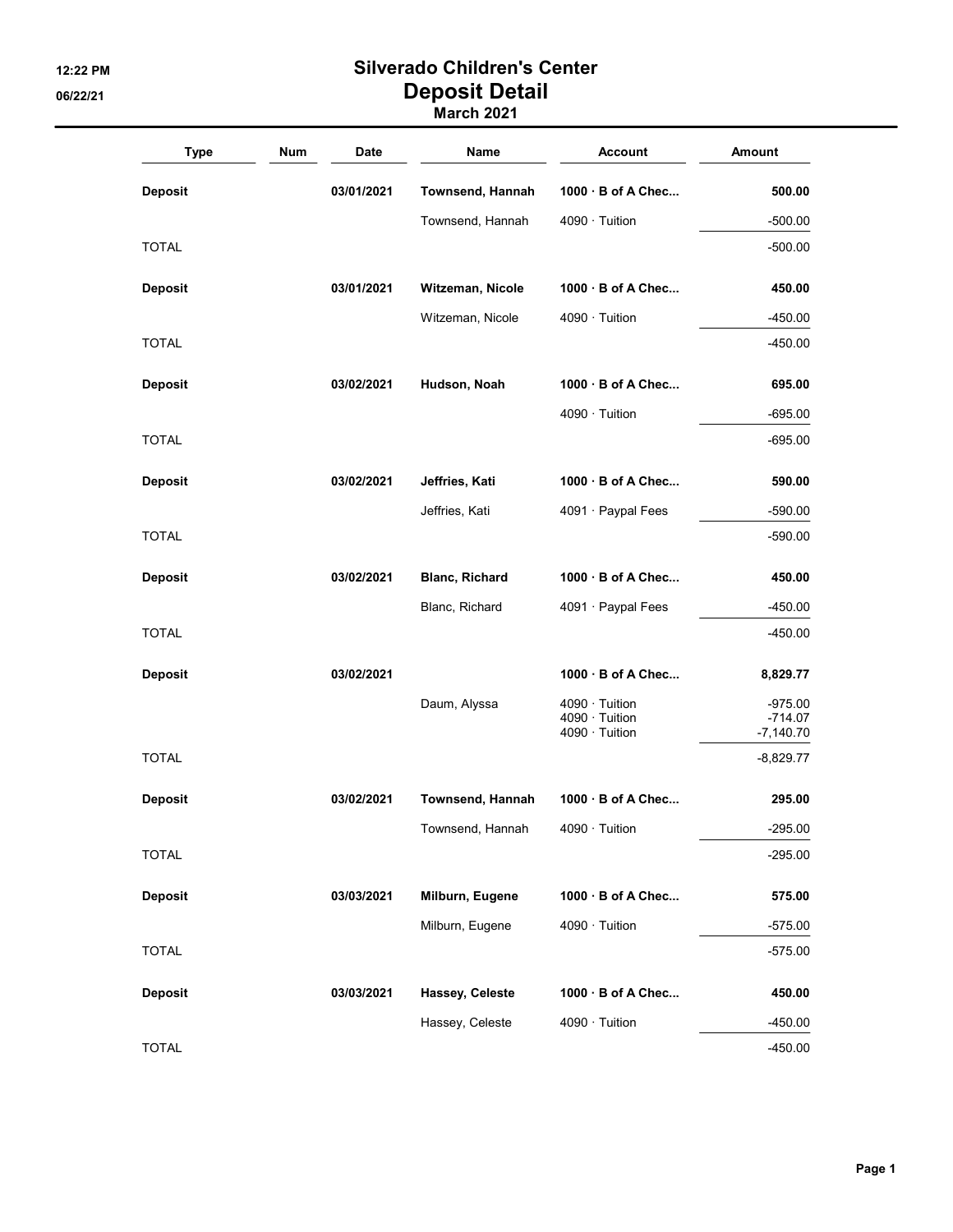# Silverado Children's Center

## Deposit Detail

### March 2021

| Type | Num | Date | Name | Account | Amount |
|---|---|---|---|---|---|
| **Deposit** | | **03/01/2021** | **Townsend, Hannah** | **1000 · B of A Chec...** | **500.00** |
| | | | Townsend, Hannah | 4090 · Tuition | -500.00 |
| TOTAL | | | | | -500.00 |
| **Deposit** | | **03/01/2021** | **Witzeman, Nicole** | **1000 · B of A Chec...** | **450.00** |
| | | | Witzeman, Nicole | 4090 · Tuition | -450.00 |
| TOTAL | | | | | -450.00 |
| **Deposit** | | **03/02/2021** | **Hudson, Noah** | **1000 · B of A Chec...** | **695.00** |
| | | | | 4090 · Tuition | -695.00 |
| TOTAL | | | | | -695.00 |
| **Deposit** | | **03/02/2021** | **Jeffries, Kati** | **1000 · B of A Chec...** | **590.00** |
| | | | Jeffries, Kati | 4091 · Paypal Fees | -590.00 |
| TOTAL | | | | | -590.00 |
| **Deposit** | | **03/02/2021** | **Blanc, Richard** | **1000 · B of A Chec...** | **450.00** |
| | | | Blanc, Richard | 4091 · Paypal Fees | -450.00 |
| TOTAL | | | | | -450.00 |
| **Deposit** | | **03/02/2021** | | **1000 · B of A Chec...** | **8,829.77** |
| | | | Daum, Alyssa | 4090 · Tuition | -975.00 |
| | | | | 4090 · Tuition | -714.07 |
| | | | | 4090 · Tuition | -7,140.70 |
| TOTAL | | | | | -8,829.77 |
| **Deposit** | | **03/02/2021** | **Townsend, Hannah** | **1000 · B of A Chec...** | **295.00** |
| | | | Townsend, Hannah | 4090 · Tuition | -295.00 |
| TOTAL | | | | | -295.00 |
| **Deposit** | | **03/03/2021** | **Milburn, Eugene** | **1000 · B of A Chec...** | **575.00** |
| | | | Milburn, Eugene | 4090 · Tuition | -575.00 |
| TOTAL | | | | | -575.00 |
| **Deposit** | | **03/03/2021** | **Hassey, Celeste** | **1000 · B of A Chec...** | **450.00** |
| | | | Hassey, Celeste | 4090 · Tuition | -450.00 |
| TOTAL | | | | | -450.00 |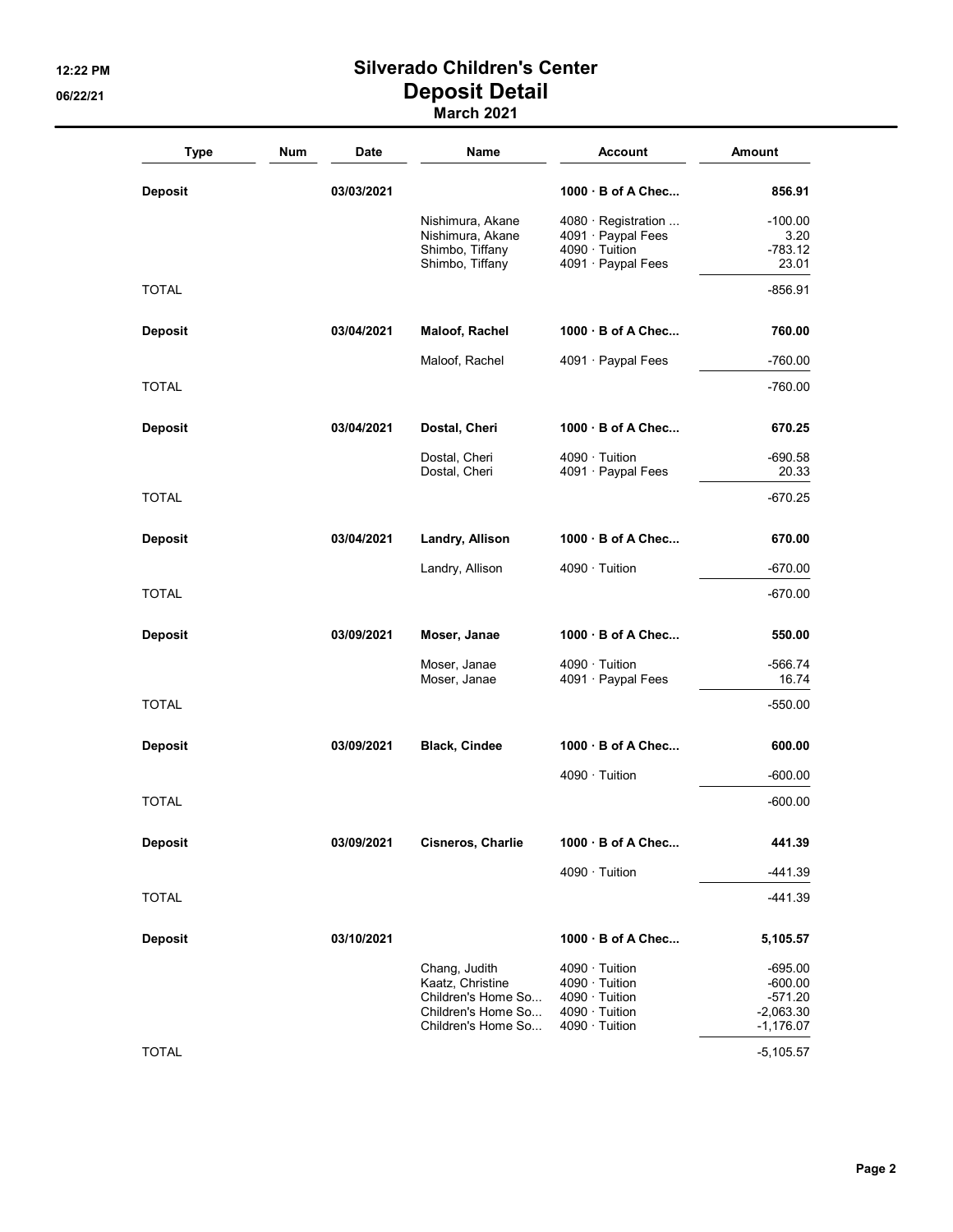# Silverado Children's Center

## Deposit Detail

### March 2021

| Type | Num | Date | Name | Account | Amount |
|---|---|---|---|---|---|
| **Deposit** | | **03/03/2021** | | **1000 · B of A Chec...** | **856.91** |
| | | | Nishimura, Akane | 4080 · Registration ... | -100.00 |
| | | | Nishimura, Akane | 4091 · Paypal Fees | 3.20 |
| | | | Shimbo, Tiffany | 4090 · Tuition | -783.12 |
| | | | Shimbo, Tiffany | 4091 · Paypal Fees | 23.01 |
| TOTAL | | | | | -856.91 |
| **Deposit** | | **03/04/2021** | **Maloof, Rachel** | **1000 · B of A Chec...** | **760.00** |
| | | | Maloof, Rachel | 4091 · Paypal Fees | -760.00 |
| TOTAL | | | | | -760.00 |
| **Deposit** | | **03/04/2021** | **Dostal, Cheri** | **1000 · B of A Chec...** | **670.25** |
| | | | Dostal, Cheri | 4090 · Tuition | -690.58 |
| | | | Dostal, Cheri | 4091 · Paypal Fees | 20.33 |
| TOTAL | | | | | -670.25 |
| **Deposit** | | **03/04/2021** | **Landry, Allison** | **1000 · B of A Chec...** | **670.00** |
| | | | Landry, Allison | 4090 · Tuition | -670.00 |
| TOTAL | | | | | -670.00 |
| **Deposit** | | **03/09/2021** | **Moser, Janae** | **1000 · B of A Chec...** | **550.00** |
| | | | Moser, Janae | 4090 · Tuition | -566.74 |
| | | | Moser, Janae | 4091 · Paypal Fees | 16.74 |
| TOTAL | | | | | -550.00 |
| **Deposit** | | **03/09/2021** | **Black, Cindee** | **1000 · B of A Chec...** | **600.00** |
| | | | | 4090 · Tuition | -600.00 |
| TOTAL | | | | | -600.00 |
| **Deposit** | | **03/09/2021** | **Cisneros, Charlie** | **1000 · B of A Chec...** | **441.39** |
| | | | | 4090 · Tuition | -441.39 |
| TOTAL | | | | | -441.39 |
| **Deposit** | | **03/10/2021** | | **1000 · B of A Chec...** | **5,105.57** |
| | | | Chang, Judith | 4090 · Tuition | -695.00 |
| | | | Kaatz, Christine | 4090 · Tuition | -600.00 |
| | | | Children's Home So... | 4090 · Tuition | -571.20 |
| | | | Children's Home So... | 4090 · Tuition | -2,063.30 |
| | | | Children's Home So... | 4090 · Tuition | -1,176.07 |
| TOTAL | | | | | -5,105.57 |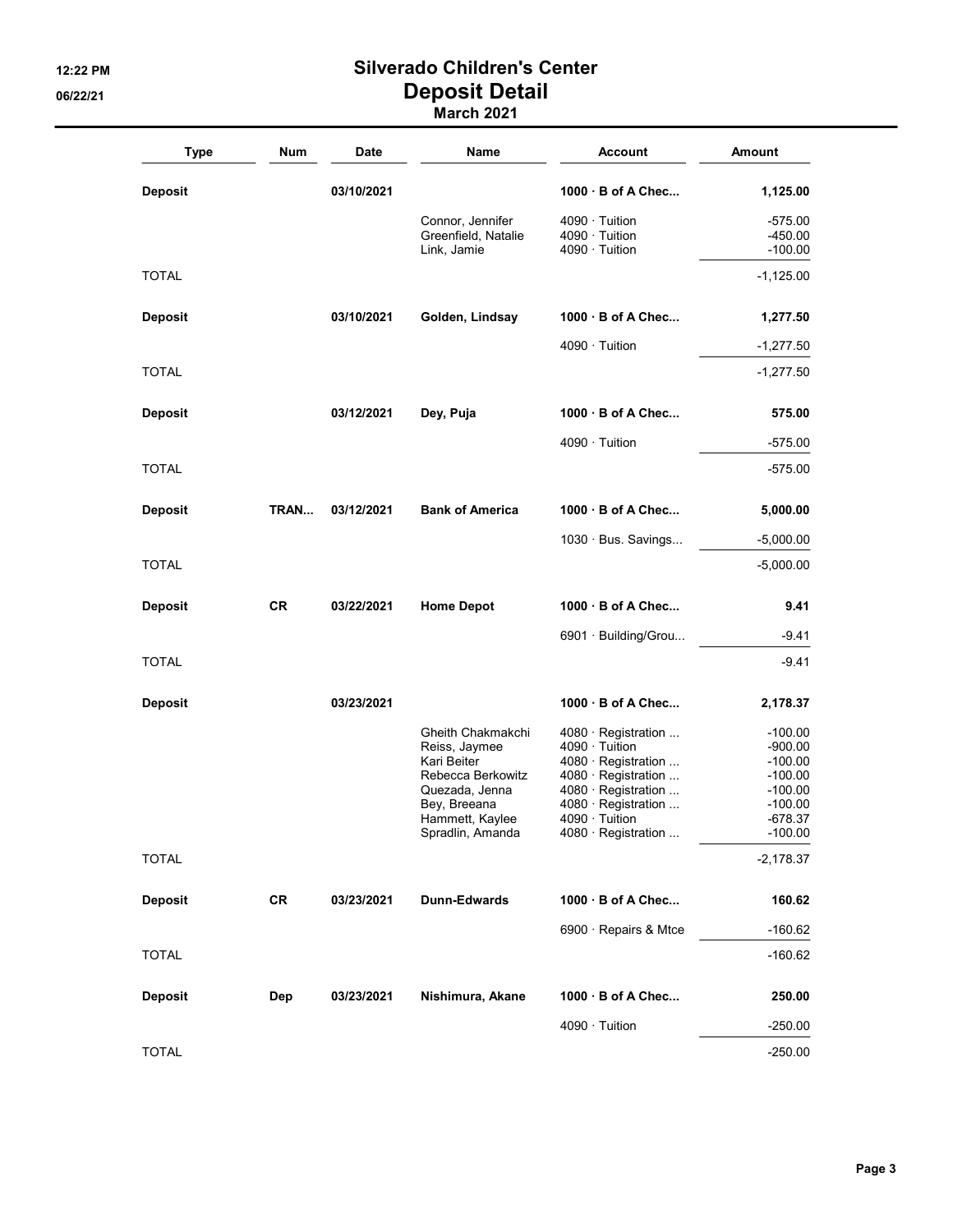# Silverado Children's Center

## Deposit Detail

### March 2021

| Type | Num | Date | Name | Account | Amount |
|---|---|---|---|---|---|
| **Deposit** | | **03/10/2021** | | **1000 · B of A Chec...** | **1,125.00** |
| | | | Connor, Jennifer | 4090 · Tuition | -575.00 |
| | | | Greenfield, Natalie | 4090 · Tuition | -450.00 |
| | | | Link, Jamie | 4090 · Tuition | -100.00 |
| TOTAL | | | | | -1,125.00 |
| **Deposit** | | **03/10/2021** | **Golden, Lindsay** | **1000 · B of A Chec...** | **1,277.50** |
| | | | | 4090 · Tuition | -1,277.50 |
| TOTAL | | | | | -1,277.50 |
| **Deposit** | | **03/12/2021** | **Dey, Puja** | **1000 · B of A Chec...** | **575.00** |
| | | | | 4090 · Tuition | -575.00 |
| TOTAL | | | | | -575.00 |
| **Deposit** | **TRAN...** | **03/12/2021** | **Bank of America** | **1000 · B of A Chec...** | **5,000.00** |
| | | | | 1030 · Bus. Savings... | -5,000.00 |
| TOTAL | | | | | -5,000.00 |
| **Deposit** | **CR** | **03/22/2021** | **Home Depot** | **1000 · B of A Chec...** | **9.41** |
| | | | | 6901 · Building/Grou... | -9.41 |
| TOTAL | | | | | -9.41 |
| **Deposit** | | **03/23/2021** | | **1000 · B of A Chec...** | **2,178.37** |
| | | | Gheith Chakmakchi | 4080 · Registration ... | -100.00 |
| | | | Reiss, Jaymee | 4090 · Tuition | -900.00 |
| | | | Kari Beiter | 4080 · Registration ... | -100.00 |
| | | | Rebecca Berkowitz | 4080 · Registration ... | -100.00 |
| | | | Quezada, Jenna | 4080 · Registration ... | -100.00 |
| | | | Bey, Breeana | 4080 · Registration ... | -100.00 |
| | | | Hammett, Kaylee | 4090 · Tuition | -678.37 |
| | | | Spradlin, Amanda | 4080 · Registration ... | -100.00 |
| TOTAL | | | | | -2,178.37 |
| **Deposit** | **CR** | **03/23/2021** | **Dunn-Edwards** | **1000 · B of A Chec...** | **160.62** |
| | | | | 6900 · Repairs & Mtce | -160.62 |
| TOTAL | | | | | -160.62 |
| **Deposit** | **Dep** | **03/23/2021** | **Nishimura, Akane** | **1000 · B of A Chec...** | **250.00** |
| | | | | 4090 · Tuition | -250.00 |
| TOTAL | | | | | -250.00 |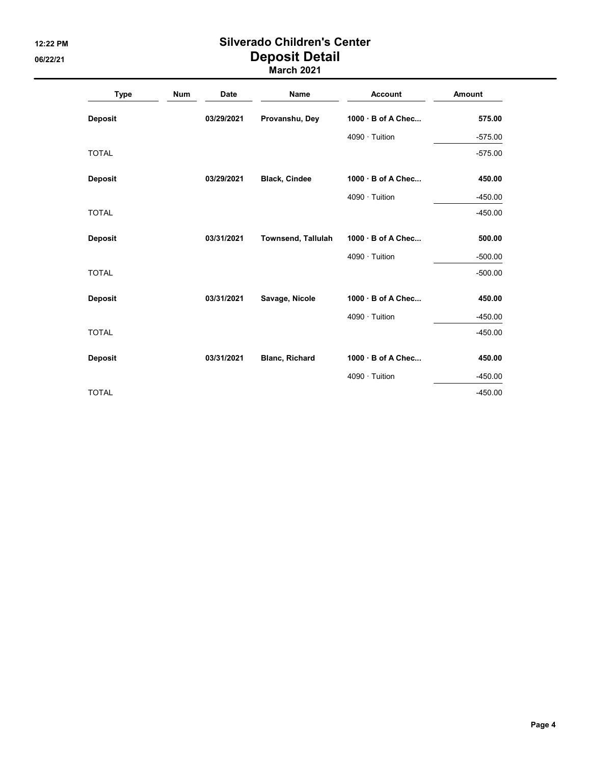# Silverado Children's Center
## Deposit Detail
### March 2021

| Type | Num | Date | Name | Account | Amount |
|---|---|---|---|---|---|
| **Deposit** | | **03/29/2021** | **Provanshu, Dey** | **1000 · B of A Chec...** | **575.00** |
| | | | | 4090 · Tuition | -575.00 |
| TOTAL | | | | | -575.00 |
| **Deposit** | | **03/29/2021** | **Black, Cindee** | **1000 · B of A Chec...** | **450.00** |
| | | | | 4090 · Tuition | -450.00 |
| TOTAL | | | | | -450.00 |
| **Deposit** | | **03/31/2021** | **Townsend, Tallulah** | **1000 · B of A Chec...** | **500.00** |
| | | | | 4090 · Tuition | -500.00 |
| TOTAL | | | | | -500.00 |
| **Deposit** | | **03/31/2021** | **Savage, Nicole** | **1000 · B of A Chec...** | **450.00** |
| | | | | 4090 · Tuition | -450.00 |
| TOTAL | | | | | -450.00 |
| **Deposit** | | **03/31/2021** | **Blanc, Richard** | **1000 · B of A Chec...** | **450.00** |
| | | | | 4090 · Tuition | -450.00 |
| TOTAL | | | | | -450.00 |